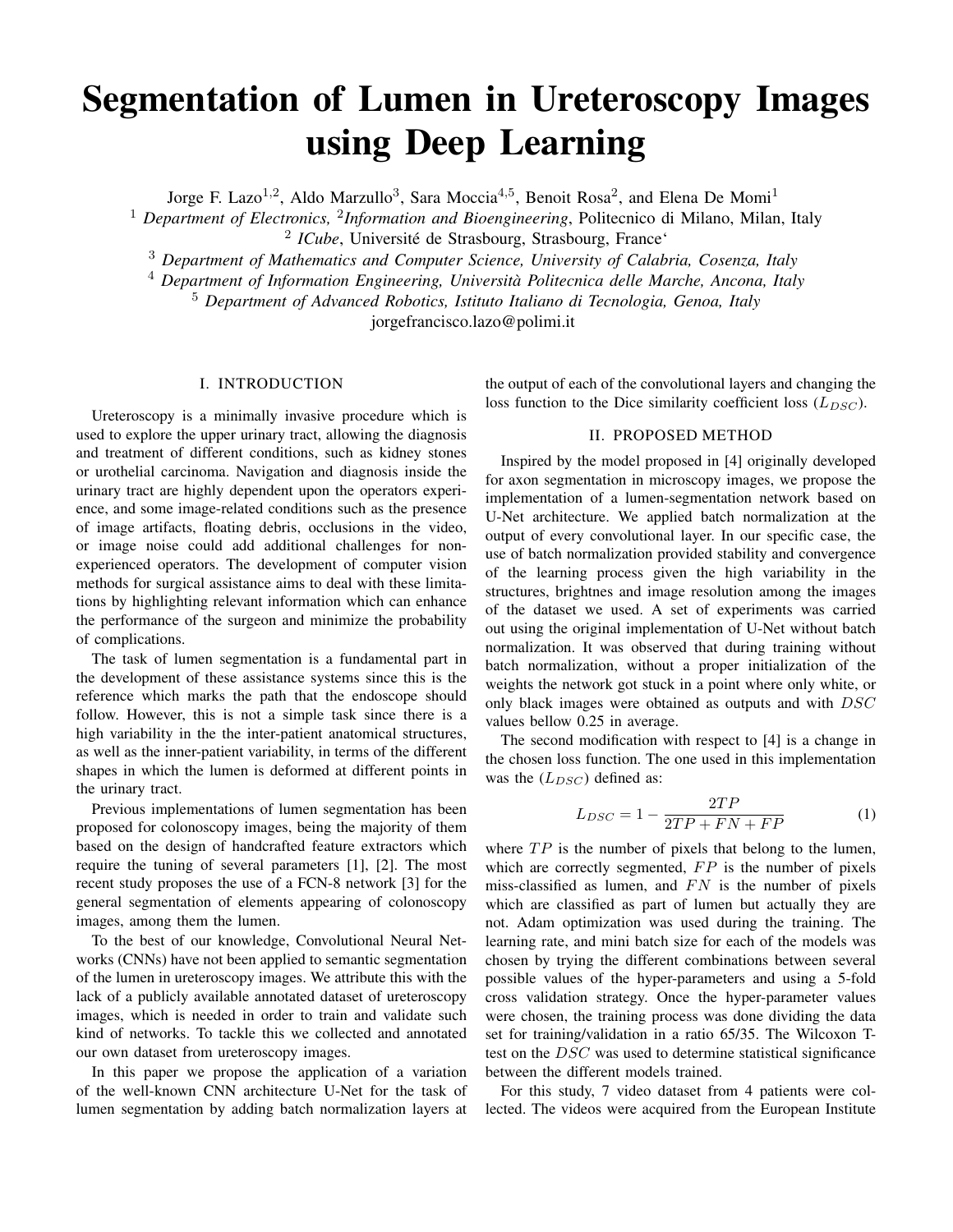# Segmentation of Lumen in Ureteroscopy Images using Deep Learning

Jorge F. Lazo[1,2], Aldo Marzullo[3], Sara Moccia[4,5], Benoit Rosa[2], and Elena De Momi[1]

[1] *Department of Electronics,* [2]*Information and Bioengineering*, Politecnico di Milano, Milan, Italy

[2] *ICube*, Université de Strasbourg, Strasbourg, France'

[3] *Department of Mathematics and Computer Science, University of Calabria, Cosenza, Italy*

[4] *Department of Information Engineering, Università Politecnica delle Marche, Ancona, Italy*

[5] *Department of Advanced Robotics, Istituto Italiano di Tecnologia, Genoa, Italy*

jorgefrancisco.lazo@polimi.it

## I. INTRODUCTION

Ureteroscopy is a minimally invasive procedure which is used to explore the upper urinary tract, allowing the diagnosis and treatment of different conditions, such as kidney stones or urothelial carcinoma. Navigation and diagnosis inside the urinary tract are highly dependent upon the operators experience, and some image-related conditions such as the presence of image artifacts, floating debris, occlusions in the video, or image noise could add additional challenges for non-experienced operators. The development of computer vision methods for surgical assistance aims to deal with these limitations by highlighting relevant information which can enhance the performance of the surgeon and minimize the probability of complications.

The task of lumen segmentation is a fundamental part in the development of these assistance systems since this is the reference which marks the path that the endoscope should follow. However, this is not a simple task since there is a high variability in the the inter-patient anatomical structures, as well as the inner-patient variability, in terms of the different shapes in which the lumen is deformed at different points in the urinary tract.

Previous implementations of lumen segmentation has been proposed for colonoscopy images, being the majority of them based on the design of handcrafted feature extractors which require the tuning of several parameters [1], [2]. The most recent study proposes the use of a FCN-8 network [3] for the general segmentation of elements appearing of colonoscopy images, among them the lumen.

To the best of our knowledge, Convolutional Neural Networks (CNNs) have not been applied to semantic segmentation of the lumen in ureteroscopy images. We attribute this with the lack of a publicly available annotated dataset of ureteroscopy images, which is needed in order to train and validate such kind of networks. To tackle this we collected and annotated our own dataset from ureteroscopy images.

In this paper we propose the application of a variation of the well-known CNN architecture U-Net for the task of lumen segmentation by adding batch normalization layers at the output of each of the convolutional layers and changing the loss function to the Dice similarity coefficient loss ($L_{DSC}$).

## II. PROPOSED METHOD

Inspired by the model proposed in [4] originally developed for axon segmentation in microscopy images, we propose the implementation of a lumen-segmentation network based on U-Net architecture. We applied batch normalization at the output of every convolutional layer. In our specific case, the use of batch normalization provided stability and convergence of the learning process given the high variability in the structures, brightnes and image resolution among the images of the dataset we used. A set of experiments was carried out using the original implementation of U-Net without batch normalization. It was observed that during training without batch normalization, without a proper initialization of the weights the network got stuck in a point where only white, or only black images were obtained as outputs and with $DSC$ values bellow 0.25 in average.

The second modification with respect to [4] is a change in the chosen loss function. The one used in this implementation was the ($L_{DSC}$) defined as:

$$L_{DSC} = 1 - \frac{2TP}{2TP + FN + FP} \tag{1}$$

where $TP$ is the number of pixels that belong to the lumen, which are correctly segmented, $FP$ is the number of pixels miss-classified as lumen, and $FN$ is the number of pixels which are classified as part of lumen but actually they are not. Adam optimization was used during the training. The learning rate, and mini batch size for each of the models was chosen by trying the different combinations between several possible values of the hyper-parameters and using a 5-fold cross validation strategy. Once the hyper-parameter values were chosen, the training process was done dividing the data set for training/validation in a ratio 65/35. The Wilcoxon T-test on the $DSC$ was used to determine statistical significance between the different models trained.

For this study, 7 video dataset from 4 patients were collected. The videos were acquired from the European Institute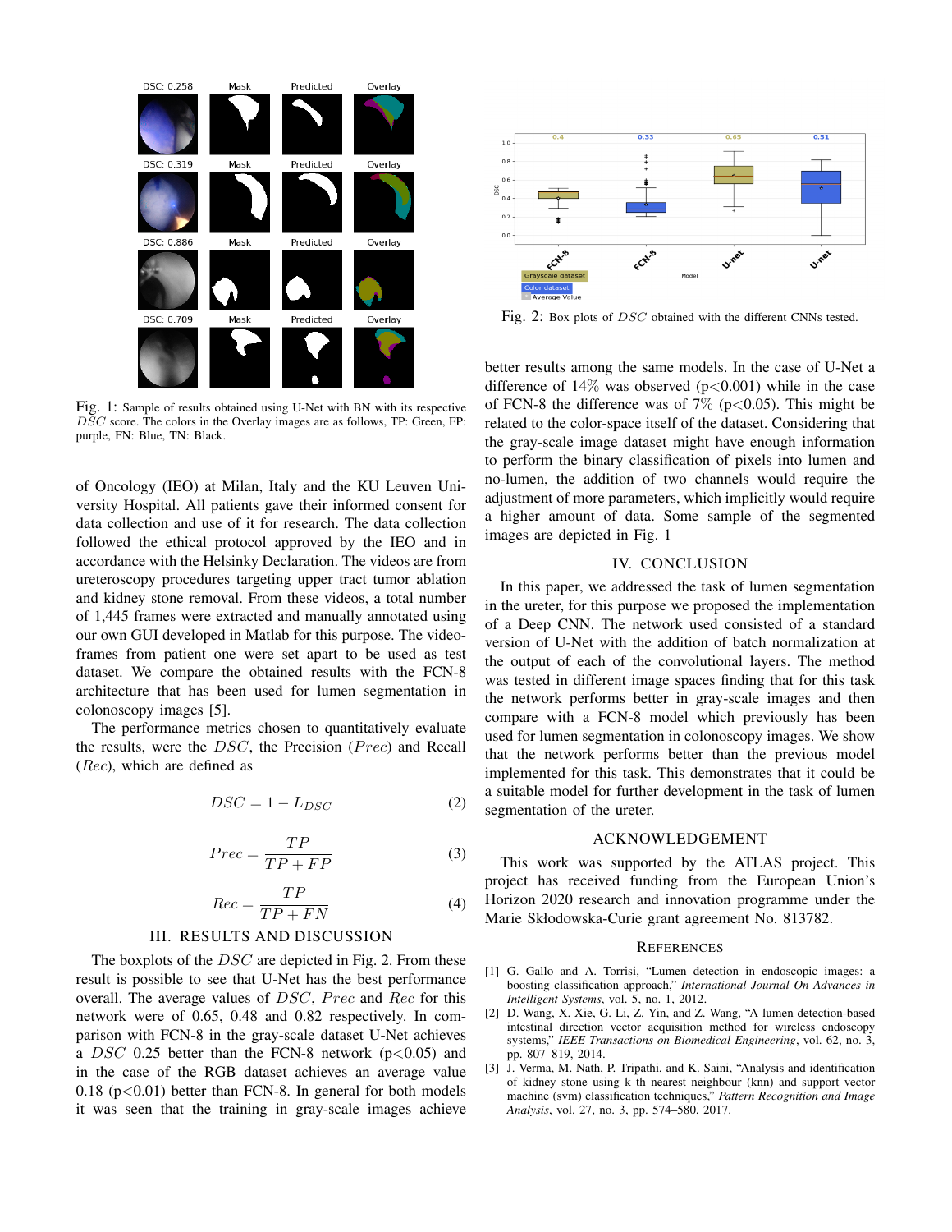Fig. 1: Sample of results obtained using U-Net with BN with its respective $DSC$ score. The colors in the Overlay images are as follows, TP: Green, FP: purple, FN: Blue, TN: Black.

of Oncology (IEO) at Milan, Italy and the KU Leuven University Hospital. All patients gave their informed consent for data collection and use of it for research. The data collection followed the ethical protocol approved by the IEO and in accordance with the Helsinky Declaration. The videos are from ureteroscopy procedures targeting upper tract tumor ablation and kidney stone removal. From these videos, a total number of 1,445 frames were extracted and manually annotated using our own GUI developed in Matlab for this purpose. The video-frames from patient one were set apart to be used as test dataset. We compare the obtained results with the FCN-8 architecture that has been used for lumen segmentation in colonoscopy images [5].

The performance metrics chosen to quantitatively evaluate the results, were the $DSC$, the Precision ($Prec$) and Recall ($Rec$), which are defined as

$$DSC = 1 - L_{DSC} \tag{2}$$

$$Prec = \frac{TP}{TP + FP} \tag{3}$$

$$Rec = \frac{TP}{TP + FN} \tag{4}$$

## III. Results and Discussion

The boxplots of the $DSC$ are depicted in Fig. 2. From these result is possible to see that U-Net has the best performance overall. The average values of $DSC$, $Prec$ and $Rec$ for this network were of 0.65, 0.48 and 0.82 respectively. In comparison with FCN-8 in the gray-scale dataset U-Net achieves a $DSC$ 0.25 better than the FCN-8 network ($p<0.05$) and in the case of the RGB dataset achieves an average value 0.18 ($p<0.01$) better than FCN-8. In general for both models it was seen that the training in gray-scale images achieve better results among the same models. In the case of U-Net a difference of 14% was observed ($p<0.001$) while in the case of FCN-8 the difference was of 7% ($p<0.05$). This might be related to the color-space itself of the dataset. Considering that the gray-scale image dataset might have enough information to perform the binary classification of pixels into lumen and no-lumen, the addition of two channels would require the adjustment of more parameters, which implicitly would require a higher amount of data. Some sample of the segmented images are depicted in Fig. 1

Fig. 2: Box plots of $DSC$ obtained with the different CNNs tested.

## IV. Conclusion

In this paper, we addressed the task of lumen segmentation in the ureter, for this purpose we proposed the implementation of a Deep CNN. The network used consisted of a standard version of U-Net with the addition of batch normalization at the output of each of the convolutional layers. The method was tested in different image spaces finding that for this task the network performs better in gray-scale images and then compare with a FCN-8 model which previously has been used for lumen segmentation in colonoscopy images. We show that the network performs better than the previous model implemented for this task. This demonstrates that it could be a suitable model for further development in the task of lumen segmentation of the ureter.

## Acknowledgement

This work was supported by the ATLAS project. This project has received funding from the European Union's Horizon 2020 research and innovation programme under the Marie Skłodowska-Curie grant agreement No. 813782.

## References

[1] G. Gallo and A. Torrisi, "Lumen detection in endoscopic images: a boosting classification approach," *International Journal On Advances in Intelligent Systems*, vol. 5, no. 1, 2012.

[2] D. Wang, X. Xie, G. Li, Z. Yin, and Z. Wang, "A lumen detection-based intestinal direction vector acquisition method for wireless endoscopy systems," *IEEE Transactions on Biomedical Engineering*, vol. 62, no. 3, pp. 807–819, 2014.

[3] J. Verma, M. Nath, P. Tripathi, and K. Saini, "Analysis and identification of kidney stone using k th nearest neighbour (knn) and support vector machine (svm) classification techniques," *Pattern Recognition and Image Analysis*, vol. 27, no. 3, pp. 574–580, 2017.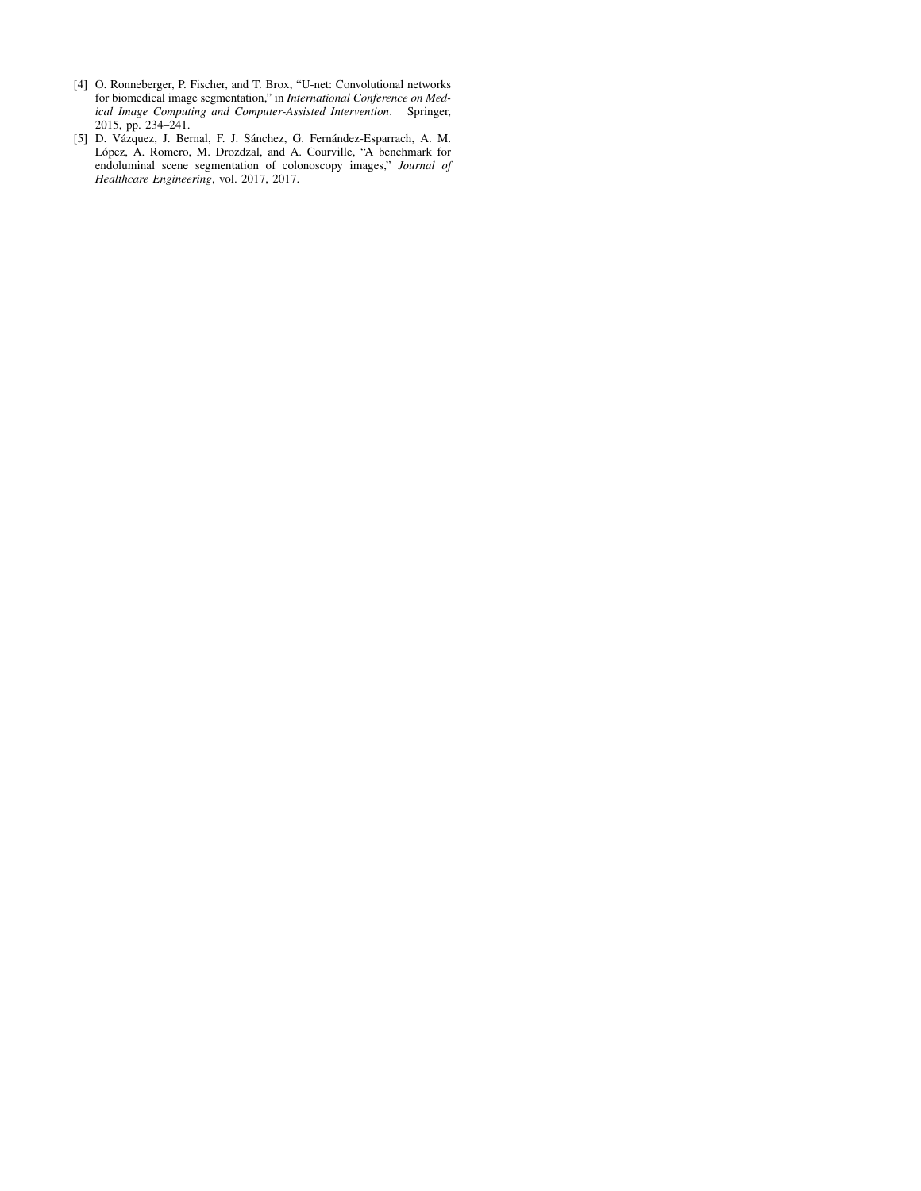[4] O. Ronneberger, P. Fischer, and T. Brox, "U-net: Convolutional networks for biomedical image segmentation," in *International Conference on Medical Image Computing and Computer-Assisted Intervention*. Springer, 2015, pp. 234–241.

[5] D. Vázquez, J. Bernal, F. J. Sánchez, G. Fernández-Esparrach, A. M. López, A. Romero, M. Drozdzal, and A. Courville, "A benchmark for endoluminal scene segmentation of colonoscopy images," *Journal of Healthcare Engineering*, vol. 2017, 2017.